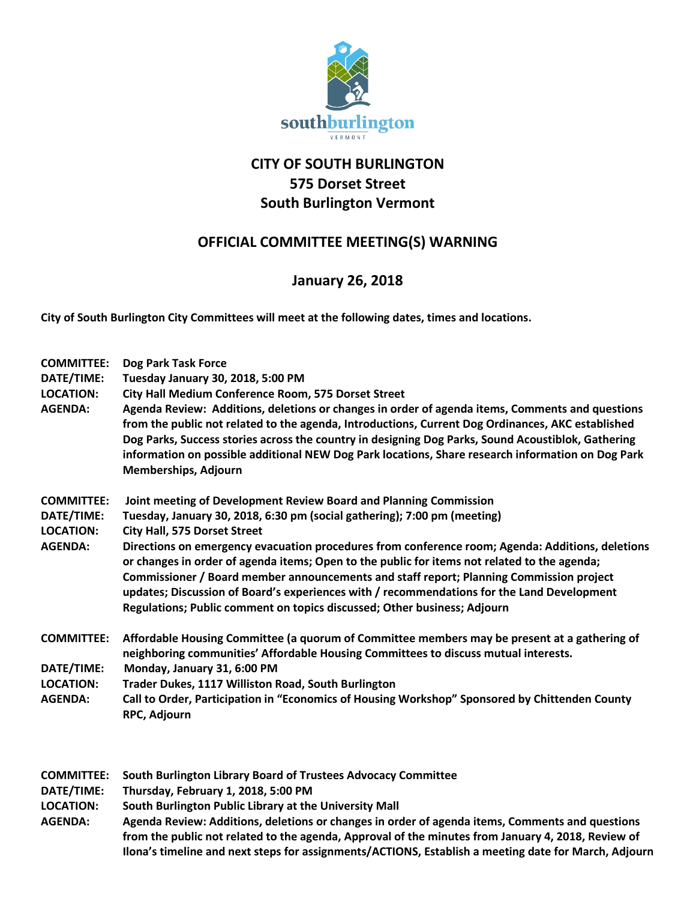# CITY OF SOUTH BURLINGTON
## 575 Dorset Street
## South Burlington Vermont

## OFFICIAL COMMITTEE MEETING(S) WARNING

### January 26, 2018

**City of South Burlington City Committees will meet at the following dates, times and locations.**

**COMMITTEE:** Dog Park Task Force
**DATE/TIME:** Tuesday January 30, 2018, 5:00 PM
**LOCATION:** City Hall Medium Conference Room, 575 Dorset Street
**AGENDA:** Agenda Review: Additions, deletions or changes in order of agenda items, Comments and questions from the public not related to the agenda, Introductions, Current Dog Ordinances, AKC established Dog Parks, Success stories across the country in designing Dog Parks, Sound Acoustiblok, Gathering information on possible additional NEW Dog Park locations, Share research information on Dog Park Memberships, Adjourn

**COMMITTEE:** Joint meeting of Development Review Board and Planning Commission
**DATE/TIME:** Tuesday, January 30, 2018, 6:30 pm (social gathering); 7:00 pm (meeting)
**LOCATION:** City Hall, 575 Dorset Street
**AGENDA:** Directions on emergency evacuation procedures from conference room; Agenda: Additions, deletions or changes in order of agenda items; Open to the public for items not related to the agenda; Commissioner / Board member announcements and staff report; Planning Commission project updates; Discussion of Board's experiences with / recommendations for the Land Development Regulations; Public comment on topics discussed; Other business; Adjourn

**COMMITTEE:** Affordable Housing Committee (a quorum of Committee members may be present at a gathering of neighboring communities' Affordable Housing Committees to discuss mutual interests.
**DATE/TIME:** Monday, January 31, 6:00 PM
**LOCATION:** Trader Dukes, 1117 Williston Road, South Burlington
**AGENDA:** Call to Order, Participation in "Economics of Housing Workshop" Sponsored by Chittenden County RPC, Adjourn

**COMMITTEE:** South Burlington Library Board of Trustees Advocacy Committee
**DATE/TIME:** Thursday, February 1, 2018, 5:00 PM
**LOCATION:** South Burlington Public Library at the University Mall
**AGENDA:** Agenda Review: Additions, deletions or changes in order of agenda items, Comments and questions from the public not related to the agenda, Approval of the minutes from January 4, 2018, Review of Ilona's timeline and next steps for assignments/ACTIONS, Establish a meeting date for March, Adjourn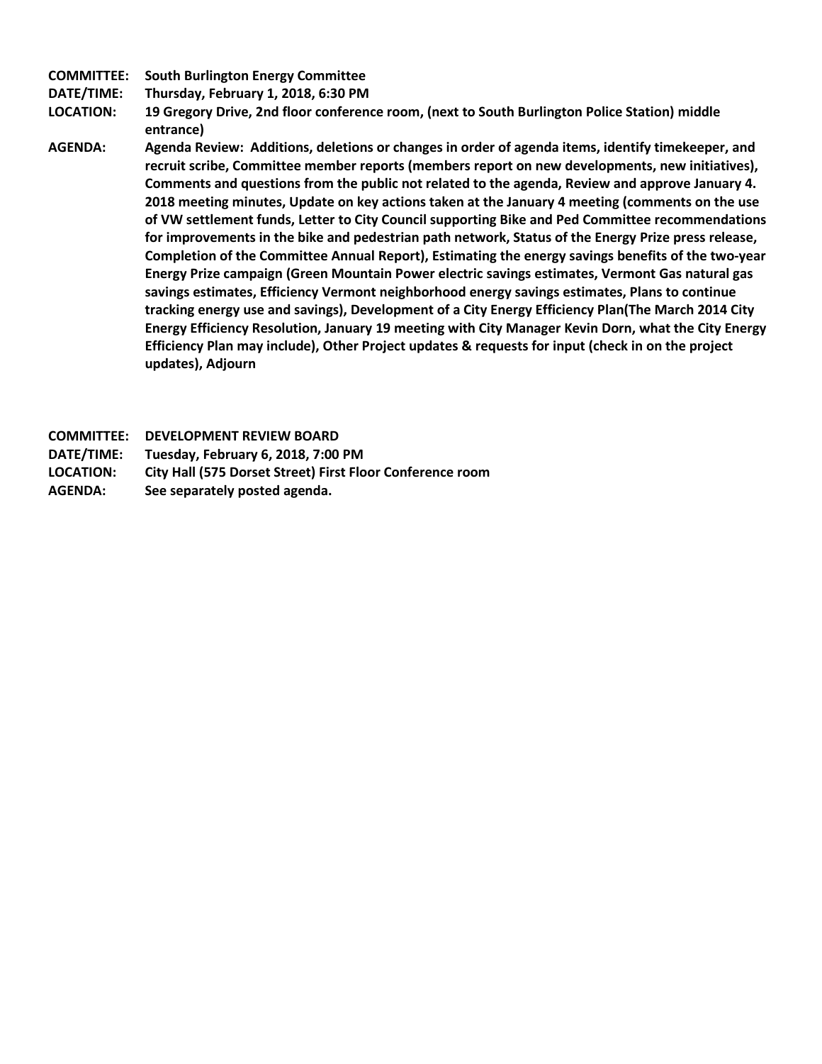**COMMITTEE:** **South Burlington Energy Committee**

**DATE/TIME:** **Thursday, February 1, 2018, 6:30 PM**

**LOCATION:** **19 Gregory Drive, 2nd floor conference room, (next to South Burlington Police Station) middle entrance)**

**AGENDA:** **Agenda Review: Additions, deletions or changes in order of agenda items, identify timekeeper, and recruit scribe, Committee member reports (members report on new developments, new initiatives), Comments and questions from the public not related to the agenda, Review and approve January 4. 2018 meeting minutes, Update on key actions taken at the January 4 meeting (comments on the use of VW settlement funds, Letter to City Council supporting Bike and Ped Committee recommendations for improvements in the bike and pedestrian path network, Status of the Energy Prize press release, Completion of the Committee Annual Report), Estimating the energy savings benefits of the two-year Energy Prize campaign (Green Mountain Power electric savings estimates, Vermont Gas natural gas savings estimates, Efficiency Vermont neighborhood energy savings estimates, Plans to continue tracking energy use and savings), Development of a City Energy Efficiency Plan(The March 2014 City Energy Efficiency Resolution, January 19 meeting with City Manager Kevin Dorn, what the City Energy Efficiency Plan may include), Other Project updates & requests for input (check in on the project updates), Adjourn**

**COMMITTEE:** **DEVELOPMENT REVIEW BOARD**

**DATE/TIME:** **Tuesday, February 6, 2018, 7:00 PM**

**LOCATION:** **City Hall (575 Dorset Street) First Floor Conference room**

**AGENDA:** **See separately posted agenda.**